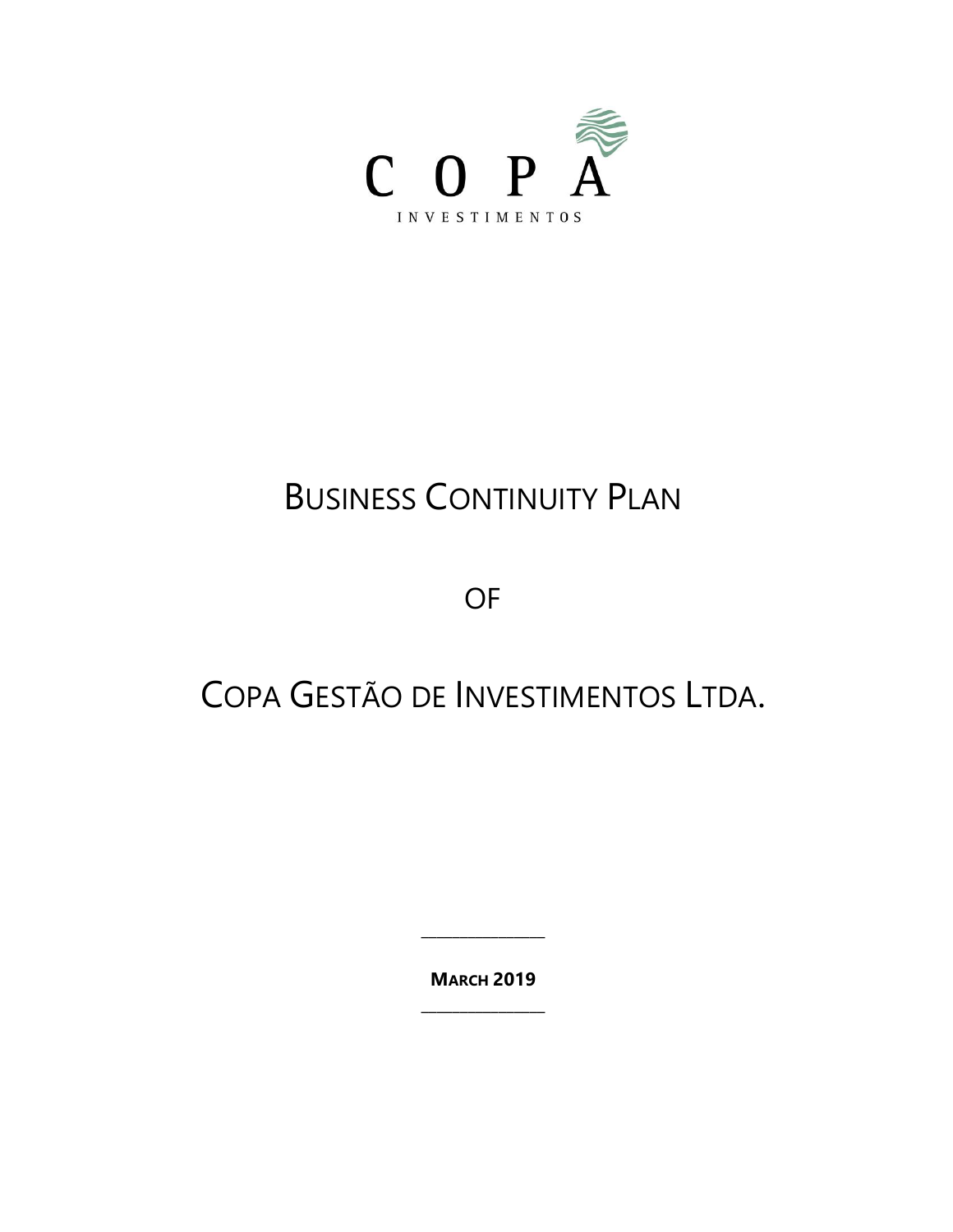COPA

INVESTIMENTOS

# BUSINESS CONTINUITY PLAN

OF

# COPA GESTÃO DE INVESTIMENTOS LTDA.

---

**MARCH 2019**

---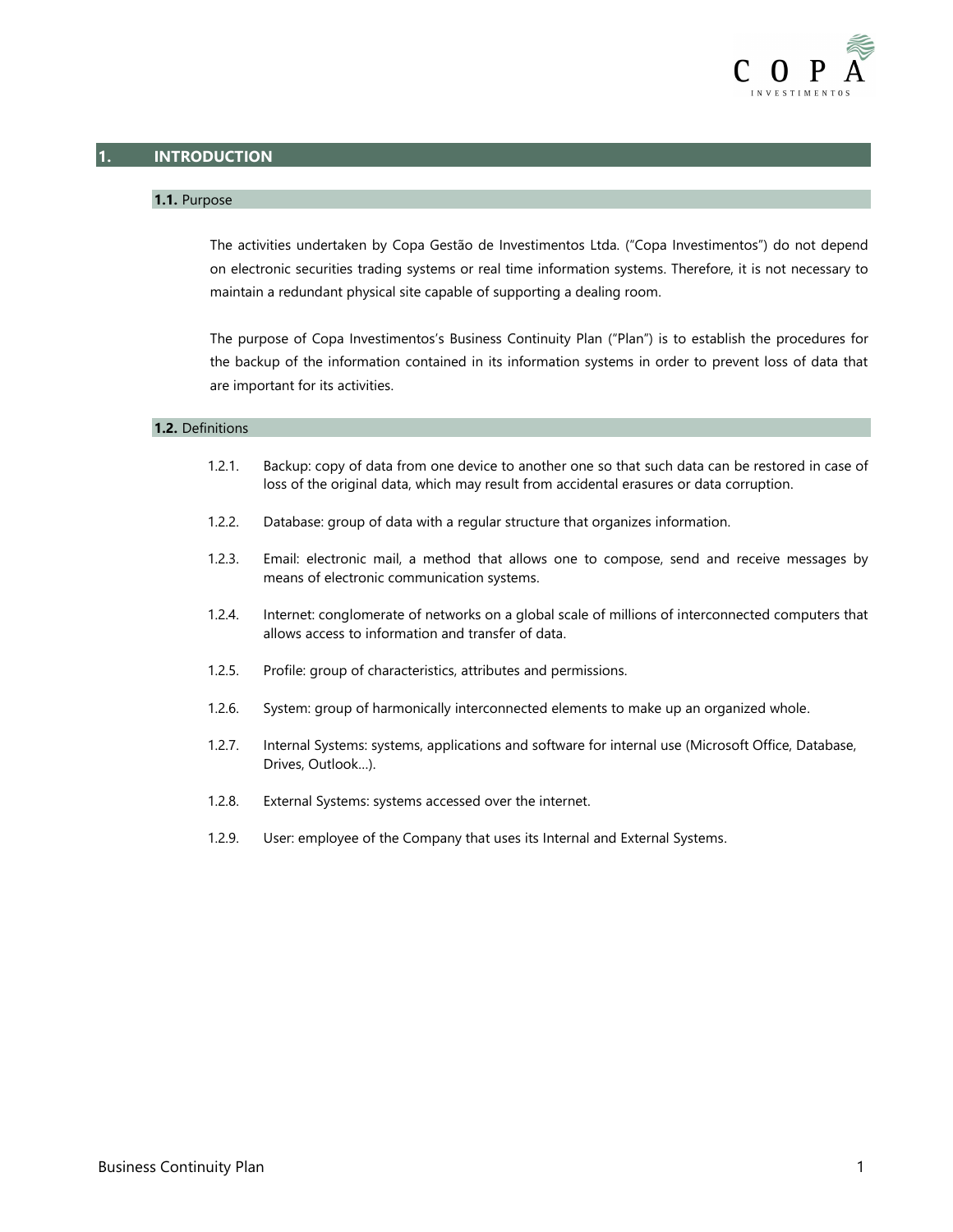# 1. INTRODUCTION

## 1.1. Purpose

The activities undertaken by Copa Gestão de Investimentos Ltda. ("Copa Investimentos") do not depend on electronic securities trading systems or real time information systems. Therefore, it is not necessary to maintain a redundant physical site capable of supporting a dealing room.

The purpose of Copa Investimentos's Business Continuity Plan ("Plan") is to establish the procedures for the backup of the information contained in its information systems in order to prevent loss of data that are important for its activities.

## 1.2. Definitions

1.2.1. Backup: copy of data from one device to another one so that such data can be restored in case of loss of the original data, which may result from accidental erasures or data corruption.

1.2.2. Database: group of data with a regular structure that organizes information.

1.2.3. Email: electronic mail, a method that allows one to compose, send and receive messages by means of electronic communication systems.

1.2.4. Internet: conglomerate of networks on a global scale of millions of interconnected computers that allows access to information and transfer of data.

1.2.5. Profile: group of characteristics, attributes and permissions.

1.2.6. System: group of harmonically interconnected elements to make up an organized whole.

1.2.7. Internal Systems: systems, applications and software for internal use (Microsoft Office, Database, Drives, Outlook…).

1.2.8. External Systems: systems accessed over the internet.

1.2.9. User: employee of the Company that uses its Internal and External Systems.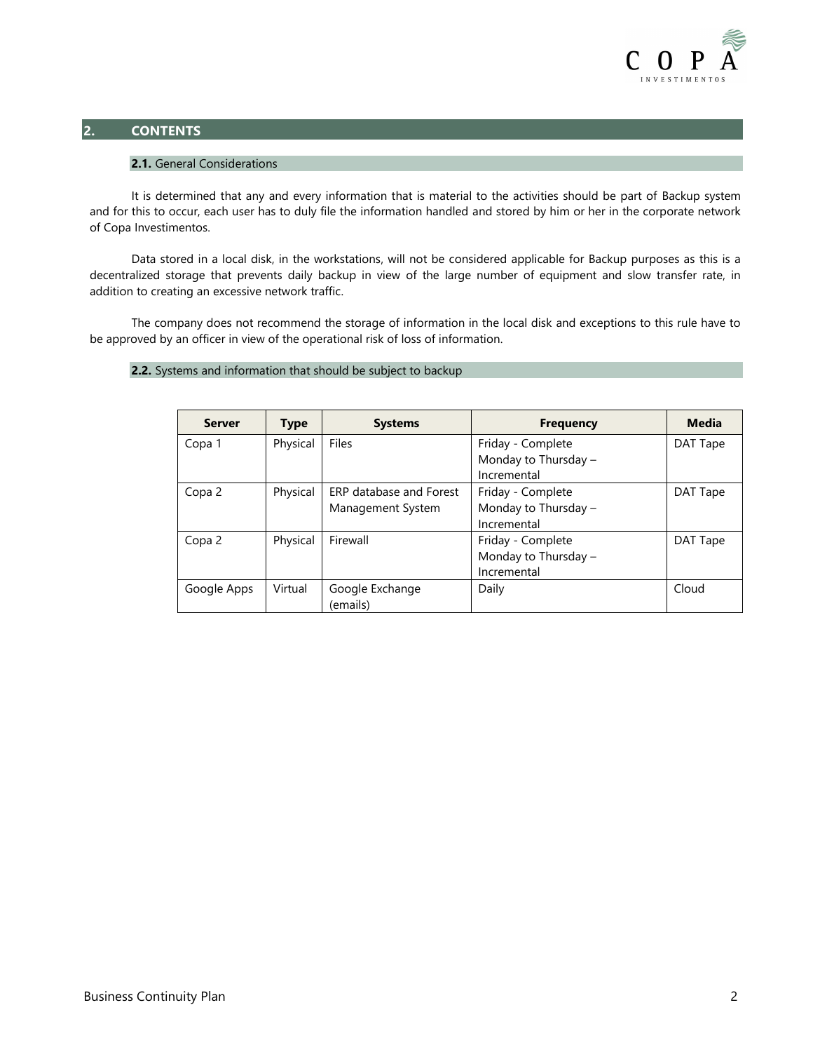## 2. CONTENTS

### 2.1. General Considerations

It is determined that any and every information that is material to the activities should be part of Backup system and for this to occur, each user has to duly file the information handled and stored by him or her in the corporate network of Copa Investimentos.

Data stored in a local disk, in the workstations, will not be considered applicable for Backup purposes as this is a decentralized storage that prevents daily backup in view of the large number of equipment and slow transfer rate, in addition to creating an excessive network traffic.

The company does not recommend the storage of information in the local disk and exceptions to this rule have to be approved by an officer in view of the operational risk of loss of information.

### 2.2. Systems and information that should be subject to backup

| Server | Type | Systems | Frequency | Media |
|---|---|---|---|---|
| Copa 1 | Physical | Files | Friday - Complete<br>Monday to Thursday – Incremental | DAT Tape |
| Copa 2 | Physical | ERP database and Forest Management System | Friday - Complete<br>Monday to Thursday – Incremental | DAT Tape |
| Copa 2 | Physical | Firewall | Friday - Complete<br>Monday to Thursday – Incremental | DAT Tape |
| Google Apps | Virtual | Google Exchange (emails) | Daily | Cloud |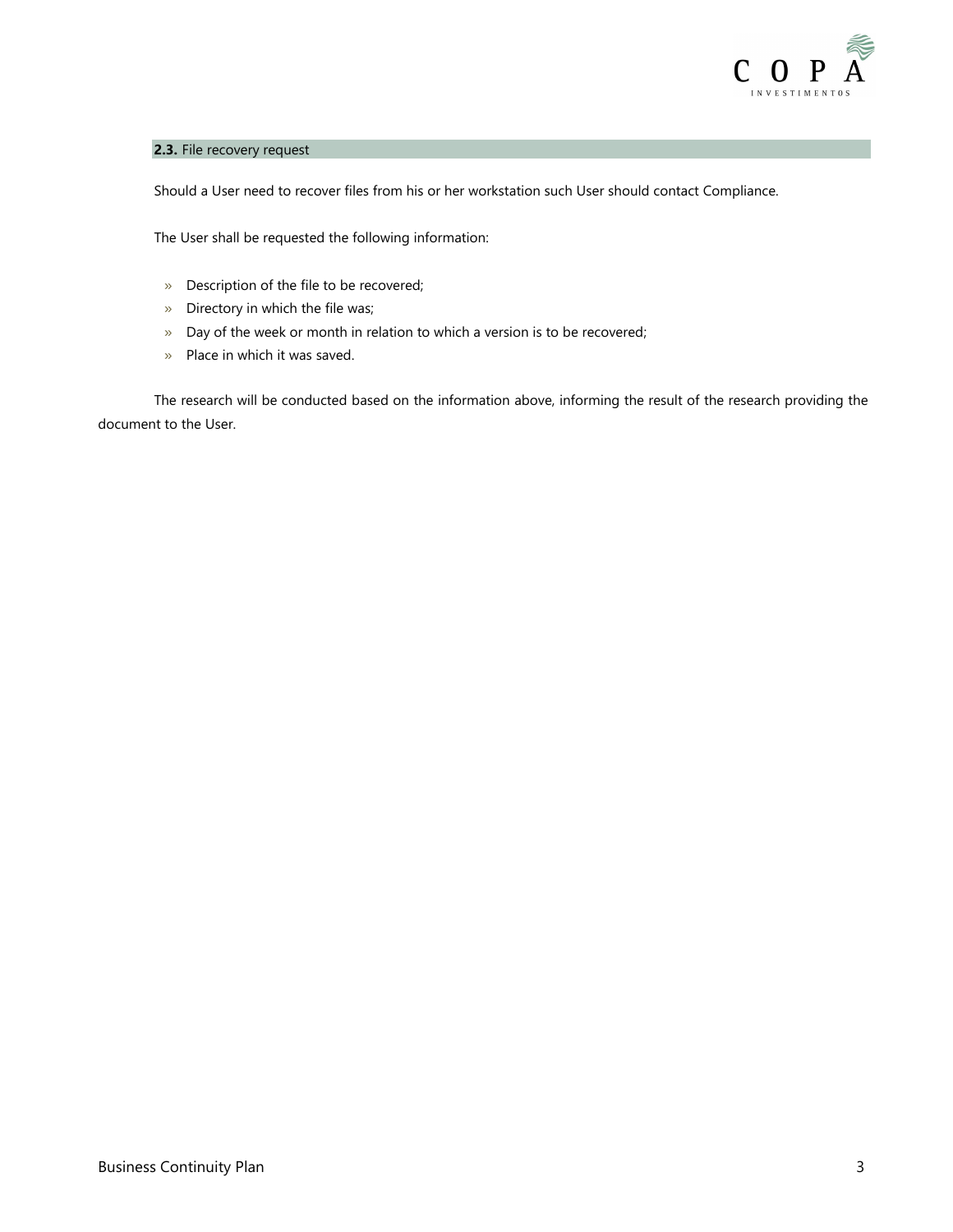### **2.3.** File recovery request

Should a User need to recover files from his or her workstation such User should contact Compliance.

The User shall be requested the following information:

- Description of the file to be recovered;
- Directory in which the file was;
- Day of the week or month in relation to which a version is to be recovered;
- Place in which it was saved.

The research will be conducted based on the information above, informing the result of the research providing the document to the User.